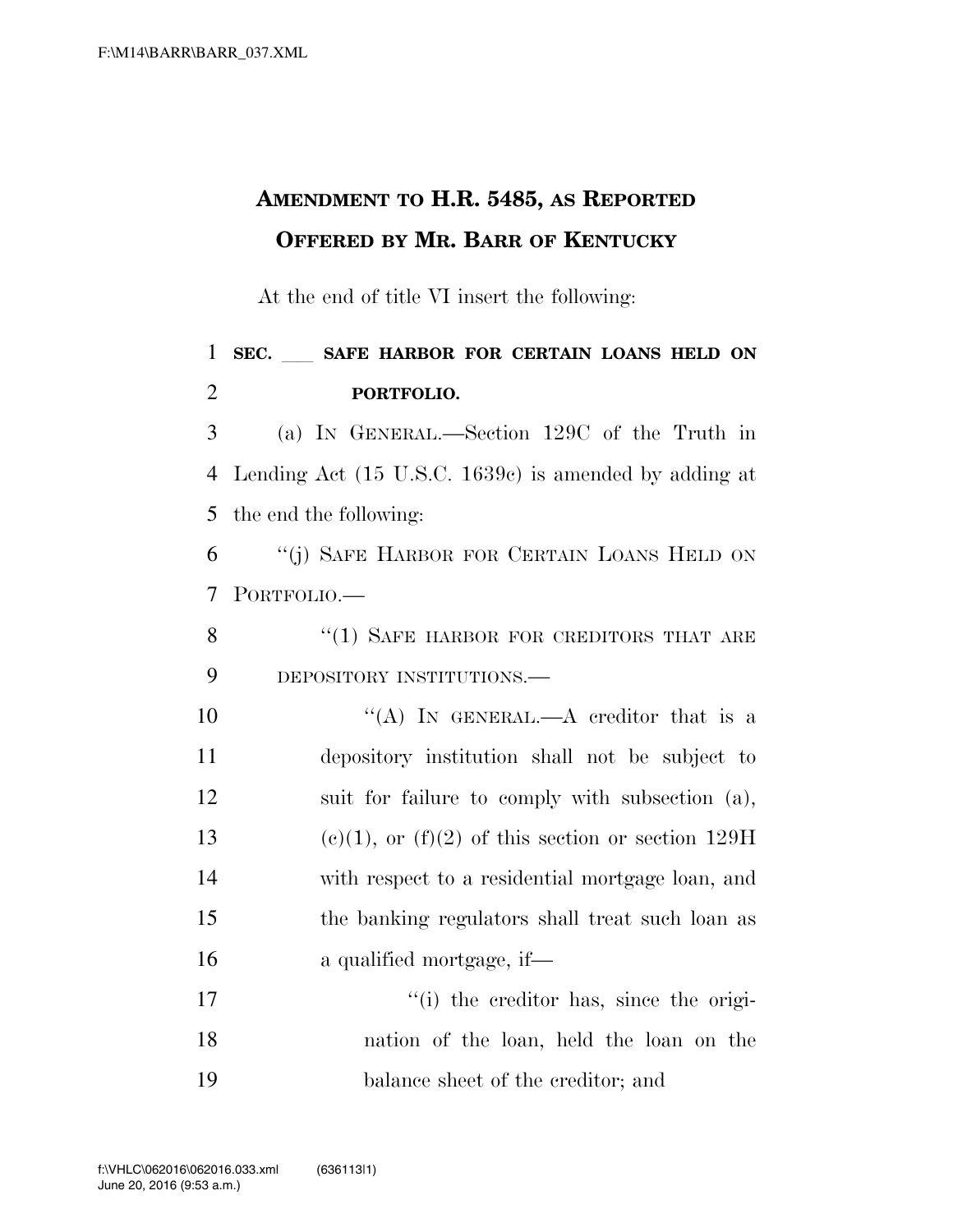# AMENDMENT TO H.R. 5485, AS REPORTED OFFERED BY MR. BARR OF KENTUCKY

At the end of title VI insert the following:

**SEC. \_\_\_ SAFE HARBOR FOR CERTAIN LOANS HELD ON PORTFOLIO.**

(a) IN GENERAL.—Section 129C of the Truth in Lending Act (15 U.S.C. 1639c) is amended by adding at the end the following:

"(j) SAFE HARBOR FOR CERTAIN LOANS HELD ON PORTFOLIO.—

"(1) SAFE HARBOR FOR CREDITORS THAT ARE DEPOSITORY INSTITUTIONS.—

"(A) IN GENERAL.—A creditor that is a depository institution shall not be subject to suit for failure to comply with subsection (a), (c)(1), or (f)(2) of this section or section 129H with respect to a residential mortgage loan, and the banking regulators shall treat such loan as a qualified mortgage, if—

"(i) the creditor has, since the origination of the loan, held the loan on the balance sheet of the creditor; and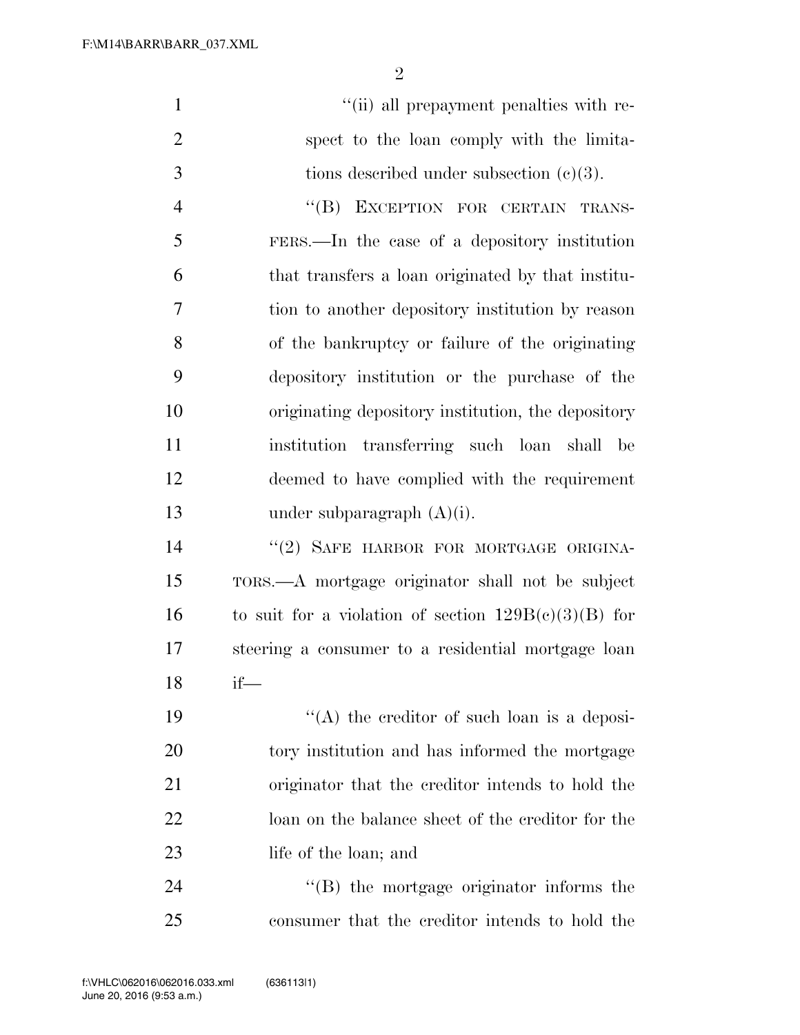''(ii) all prepayment penalties with respect to the loan comply with the limitations described under subsection (c)(3).

''(B) EXCEPTION FOR CERTAIN TRANSFERS.—In the case of a depository institution that transfers a loan originated by that institution to another depository institution by reason of the bankruptcy or failure of the originating depository institution or the purchase of the originating depository institution, the depository institution transferring such loan shall be deemed to have complied with the requirement under subparagraph (A)(i).

''(2) SAFE HARBOR FOR MORTGAGE ORIGINATORS.—A mortgage originator shall not be subject to suit for a violation of section 129B(c)(3)(B) for steering a consumer to a residential mortgage loan if—

''(A) the creditor of such loan is a depository institution and has informed the mortgage originator that the creditor intends to hold the loan on the balance sheet of the creditor for the life of the loan; and

''(B) the mortgage originator informs the consumer that the creditor intends to hold the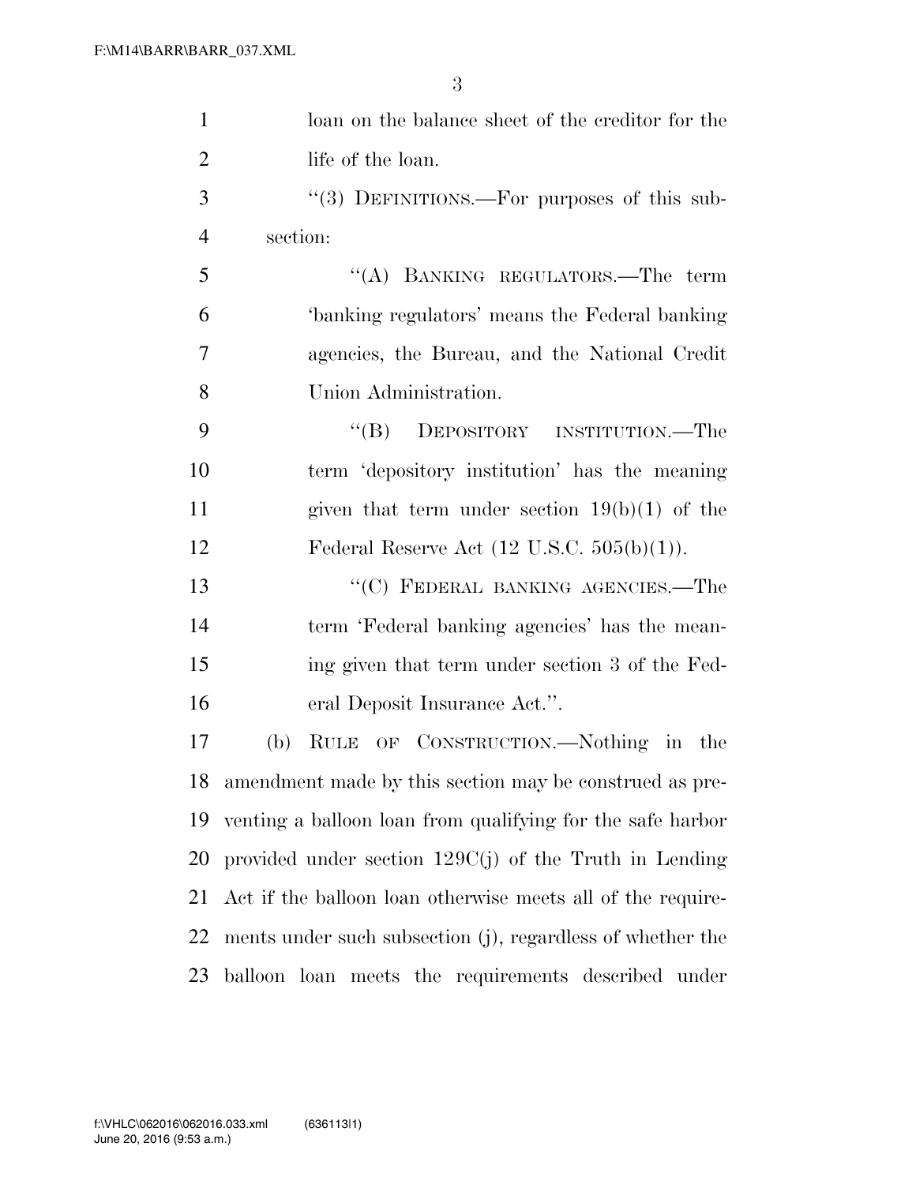loan on the balance sheet of the creditor for the life of the loan.

"(3) DEFINITIONS.—For purposes of this subsection:

"(A) BANKING REGULATORS.—The term 'banking regulators' means the Federal banking agencies, the Bureau, and the National Credit Union Administration.

"(B) DEPOSITORY INSTITUTION.—The term 'depository institution' has the meaning given that term under section 19(b)(1) of the Federal Reserve Act (12 U.S.C. 505(b)(1)).

"(C) FEDERAL BANKING AGENCIES.—The term 'Federal banking agencies' has the meaning given that term under section 3 of the Federal Deposit Insurance Act.".

(b) RULE OF CONSTRUCTION.—Nothing in the amendment made by this section may be construed as preventing a balloon loan from qualifying for the safe harbor provided under section 129C(j) of the Truth in Lending Act if the balloon loan otherwise meets all of the requirements under such subsection (j), regardless of whether the balloon loan meets the requirements described under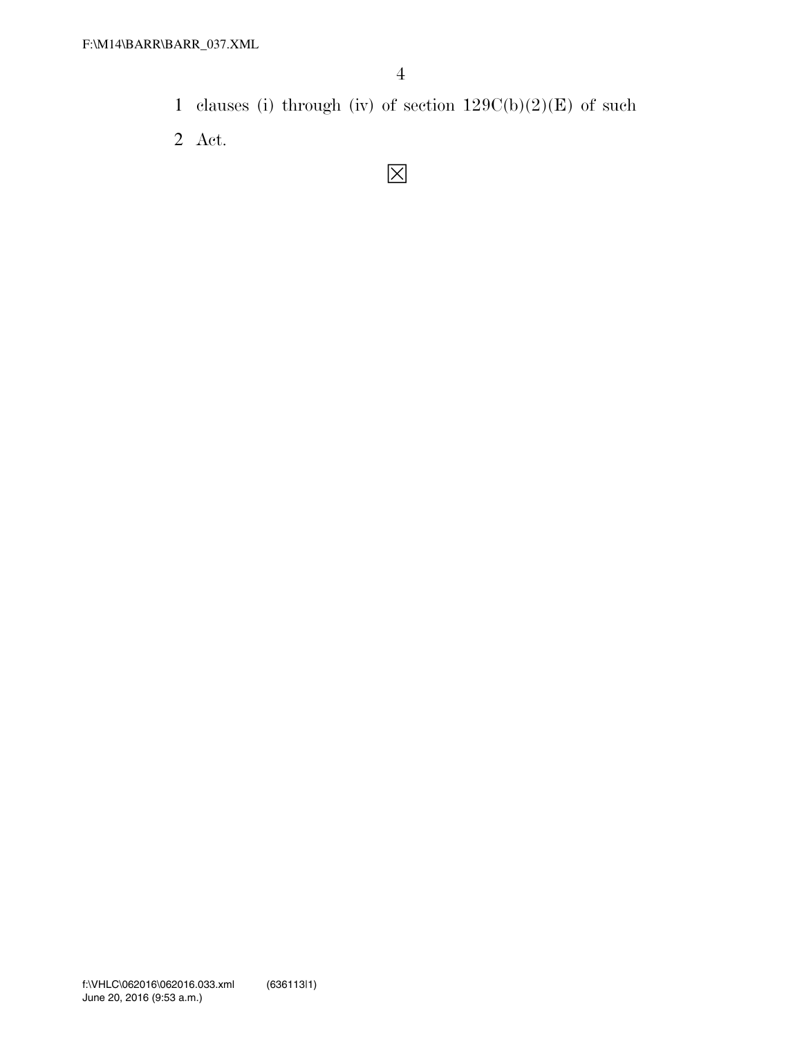clauses (i) through (iv) of section 129C(b)(2)(E) of such Act.

☒